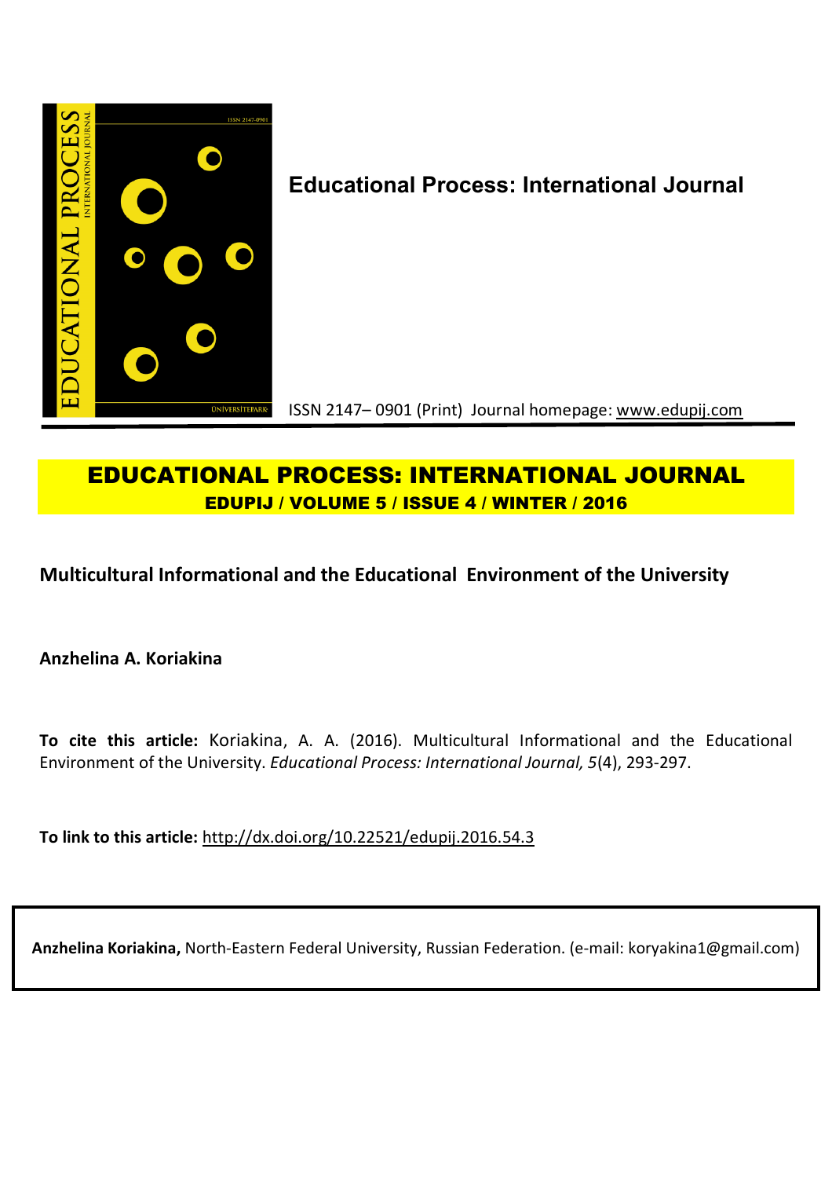**Educational Process: International Journal**

ISSN 2147– 0901 (Print) Journal homepage: www.edupij.com

# EDUCATIONAL PROCESS: INTERNATIONAL JOURNAL

**EDUPIJ / VOLUME 5 / ISSUE 4 / WINTER / 2016**

## Multicultural Informational and the Educational Environment of the University

**Anzhelina A. Koriakina**

**To cite this article:** Koriakina, A. A. (2016). Multicultural Informational and the Educational Environment of the University. *Educational Process: International Journal, 5*(4), 293-297.

**To link to this article:** http://dx.doi.org/10.22521/edupij.2016.54.3

**Anzhelina Koriakina,** North-Eastern Federal University, Russian Federation. (e-mail: koryakina1@gmail.com)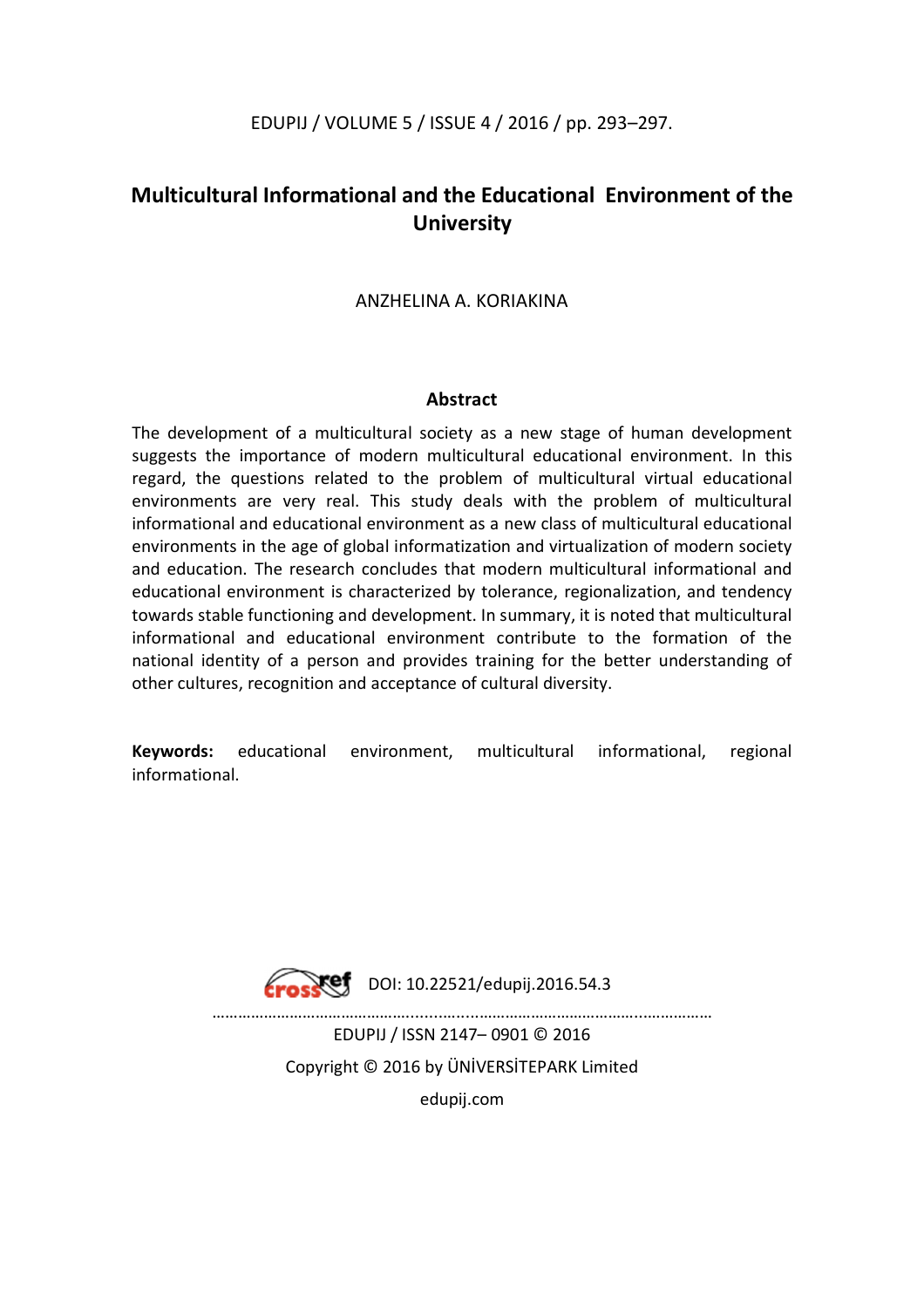# Multicultural Informational and the Educational Environment of the University

ANZHELINA A. KORIAKINA

### Abstract

The development of a multicultural society as a new stage of human development suggests the importance of modern multicultural educational environment. In this regard, the questions related to the problem of multicultural virtual educational environments are very real. This study deals with the problem of multicultural informational and educational environment as a new class of multicultural educational environments in the age of global informatization and virtualization of modern society and education. The research concludes that modern multicultural informational and educational environment is characterized by tolerance, regionalization, and tendency towards stable functioning and development. In summary, it is noted that multicultural informational and educational environment contribute to the formation of the national identity of a person and provides training for the better understanding of other cultures, recognition and acceptance of cultural diversity.

**Keywords:** educational environment, multicultural informational, regional informational.

DOI: 10.22521/edupij.2016.54.3

EDUPIJ / ISSN 2147– 0901 © 2016

Copyright © 2016 by ÜNİVERSİTEPARK Limited

edupij.com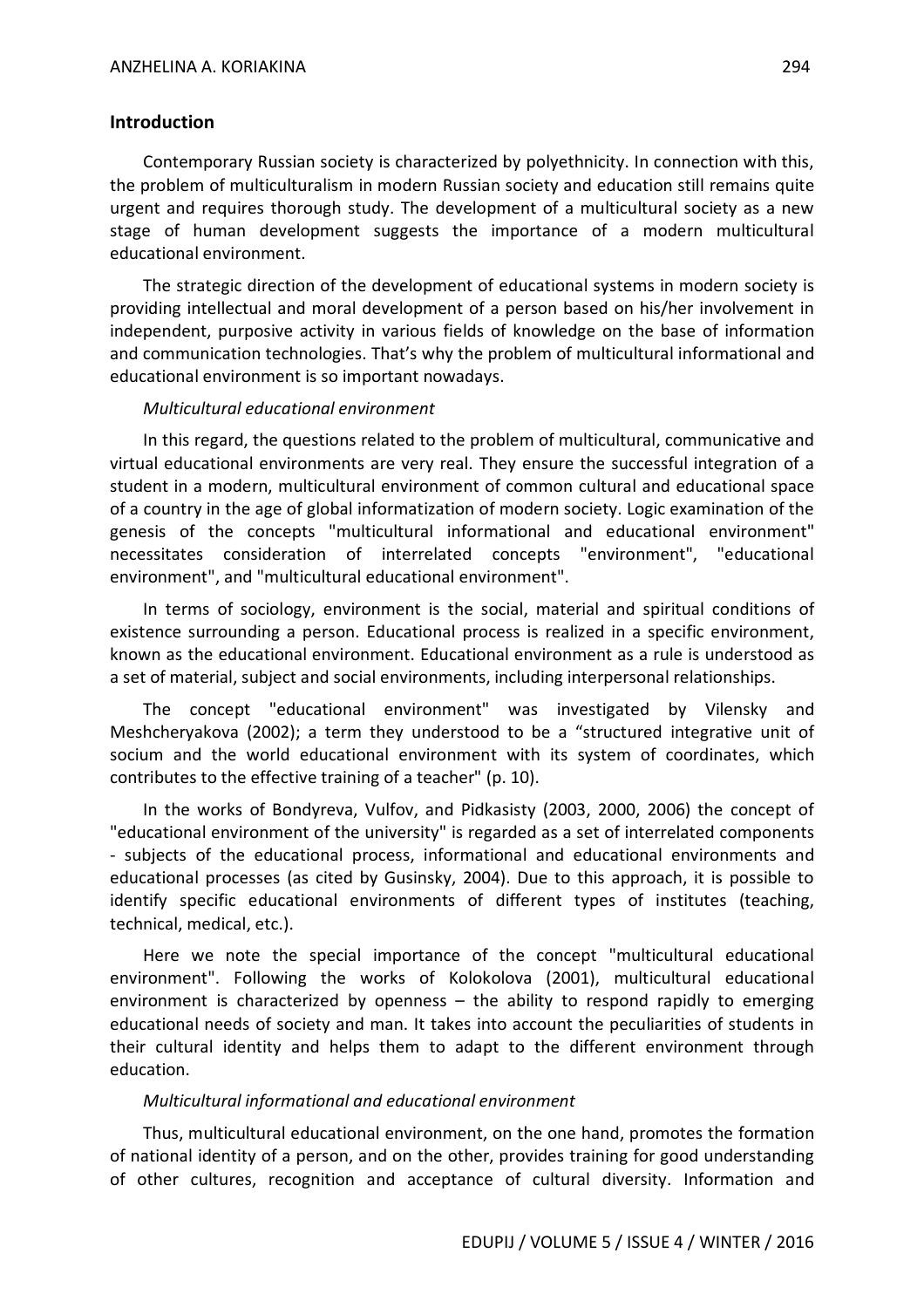## Introduction

Contemporary Russian society is characterized by polyethnicity. In connection with this, the problem of multiculturalism in modern Russian society and education still remains quite urgent and requires thorough study. The development of a multicultural society as a new stage of human development suggests the importance of a modern multicultural educational environment.

The strategic direction of the development of educational systems in modern society is providing intellectual and moral development of a person based on his/her involvement in independent, purposive activity in various fields of knowledge on the base of information and communication technologies. That's why the problem of multicultural informational and educational environment is so important nowadays.

### *Multicultural educational environment*

In this regard, the questions related to the problem of multicultural, communicative and virtual educational environments are very real. They ensure the successful integration of a student in a modern, multicultural environment of common cultural and educational space of a country in the age of global informatization of modern society. Logic examination of the genesis of the concepts "multicultural informational and educational environment" necessitates consideration of interrelated concepts "environment", "educational environment", and "multicultural educational environment".

In terms of sociology, environment is the social, material and spiritual conditions of existence surrounding a person. Educational process is realized in a specific environment, known as the educational environment. Educational environment as a rule is understood as a set of material, subject and social environments, including interpersonal relationships.

The concept "educational environment" was investigated by Vilensky and Meshcheryakova (2002); a term they understood to be a "structured integrative unit of socium and the world educational environment with its system of coordinates, which contributes to the effective training of a teacher" (p. 10).

In the works of Bondyreva, Vulfov, and Pidkasisty (2003, 2000, 2006) the concept of "educational environment of the university" is regarded as a set of interrelated components - subjects of the educational process, informational and educational environments and educational processes (as cited by Gusinsky, 2004). Due to this approach, it is possible to identify specific educational environments of different types of institutes (teaching, technical, medical, etc.).

Here we note the special importance of the concept "multicultural educational environment". Following the works of Kolokolova (2001), multicultural educational environment is characterized by openness – the ability to respond rapidly to emerging educational needs of society and man. It takes into account the peculiarities of students in their cultural identity and helps them to adapt to the different environment through education.

### *Multicultural informational and educational environment*

Thus, multicultural educational environment, on the one hand, promotes the formation of national identity of a person, and on the other, provides training for good understanding of other cultures, recognition and acceptance of cultural diversity. Information and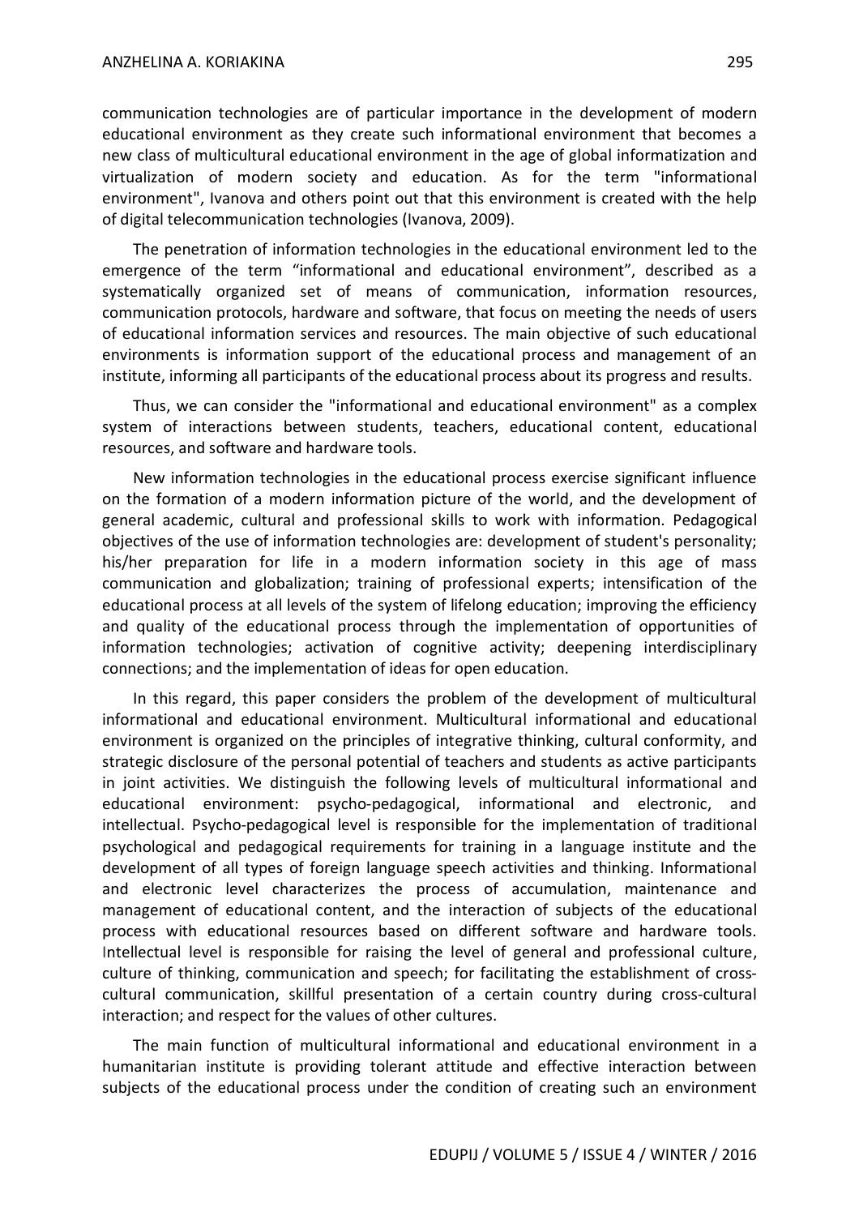communication technologies are of particular importance in the development of modern educational environment as they create such informational environment that becomes a new class of multicultural educational environment in the age of global informatization and virtualization of modern society and education. As for the term "informational environment", Ivanova and others point out that this environment is created with the help of digital telecommunication technologies (Ivanova, 2009).

The penetration of information technologies in the educational environment led to the emergence of the term "informational and educational environment", described as a systematically organized set of means of communication, information resources, communication protocols, hardware and software, that focus on meeting the needs of users of educational information services and resources. The main objective of such educational environments is information support of the educational process and management of an institute, informing all participants of the educational process about its progress and results.

Thus, we can consider the "informational and educational environment" as a complex system of interactions between students, teachers, educational content, educational resources, and software and hardware tools.

New information technologies in the educational process exercise significant influence on the formation of a modern information picture of the world, and the development of general academic, cultural and professional skills to work with information. Pedagogical objectives of the use of information technologies are: development of student's personality; his/her preparation for life in a modern information society in this age of mass communication and globalization; training of professional experts; intensification of the educational process at all levels of the system of lifelong education; improving the efficiency and quality of the educational process through the implementation of opportunities of information technologies; activation of cognitive activity; deepening interdisciplinary connections; and the implementation of ideas for open education.

In this regard, this paper considers the problem of the development of multicultural informational and educational environment. Multicultural informational and educational environment is organized on the principles of integrative thinking, cultural conformity, and strategic disclosure of the personal potential of teachers and students as active participants in joint activities. We distinguish the following levels of multicultural informational and educational environment: psycho-pedagogical, informational and electronic, and intellectual. Psycho-pedagogical level is responsible for the implementation of traditional psychological and pedagogical requirements for training in a language institute and the development of all types of foreign language speech activities and thinking. Informational and electronic level characterizes the process of accumulation, maintenance and management of educational content, and the interaction of subjects of the educational process with educational resources based on different software and hardware tools. Intellectual level is responsible for raising the level of general and professional culture, culture of thinking, communication and speech; for facilitating the establishment of cross-cultural communication, skillful presentation of a certain country during cross-cultural interaction; and respect for the values of other cultures.

The main function of multicultural informational and educational environment in a humanitarian institute is providing tolerant attitude and effective interaction between subjects of the educational process under the condition of creating such an environment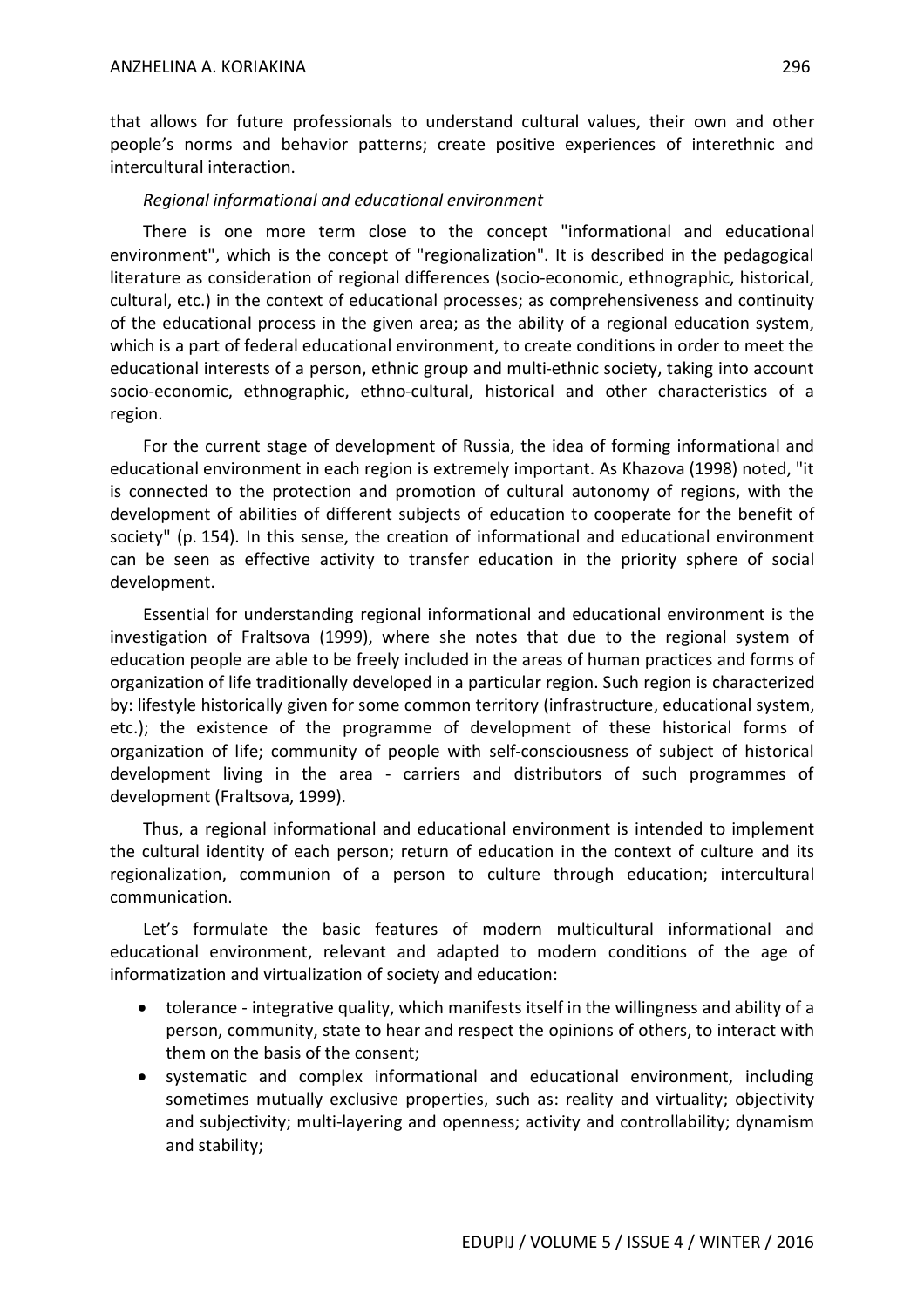that allows for future professionals to understand cultural values, their own and other people's norms and behavior patterns; create positive experiences of interethnic and intercultural interaction.

*Regional informational and educational environment*

There is one more term close to the concept "informational and educational environment", which is the concept of "regionalization". It is described in the pedagogical literature as consideration of regional differences (socio-economic, ethnographic, historical, cultural, etc.) in the context of educational processes; as comprehensiveness and continuity of the educational process in the given area; as the ability of a regional education system, which is a part of federal educational environment, to create conditions in order to meet the educational interests of a person, ethnic group and multi-ethnic society, taking into account socio-economic, ethnographic, ethno-cultural, historical and other characteristics of a region.

For the current stage of development of Russia, the idea of forming informational and educational environment in each region is extremely important. As Khazova (1998) noted, "it is connected to the protection and promotion of cultural autonomy of regions, with the development of abilities of different subjects of education to cooperate for the benefit of society" (p. 154). In this sense, the creation of informational and educational environment can be seen as effective activity to transfer education in the priority sphere of social development.

Essential for understanding regional informational and educational environment is the investigation of Fraltsova (1999), where she notes that due to the regional system of education people are able to be freely included in the areas of human practices and forms of organization of life traditionally developed in a particular region. Such region is characterized by: lifestyle historically given for some common territory (infrastructure, educational system, etc.); the existence of the programme of development of these historical forms of organization of life; community of people with self-consciousness of subject of historical development living in the area - carriers and distributors of such programmes of development (Fraltsova, 1999).

Thus, a regional informational and educational environment is intended to implement the cultural identity of each person; return of education in the context of culture and its regionalization, communion of a person to culture through education; intercultural communication.

Let's formulate the basic features of modern multicultural informational and educational environment, relevant and adapted to modern conditions of the age of informatization and virtualization of society and education:

- tolerance - integrative quality, which manifests itself in the willingness and ability of a person, community, state to hear and respect the opinions of others, to interact with them on the basis of the consent;
- systematic and complex informational and educational environment, including sometimes mutually exclusive properties, such as: reality and virtuality; objectivity and subjectivity; multi-layering and openness; activity and controllability; dynamism and stability;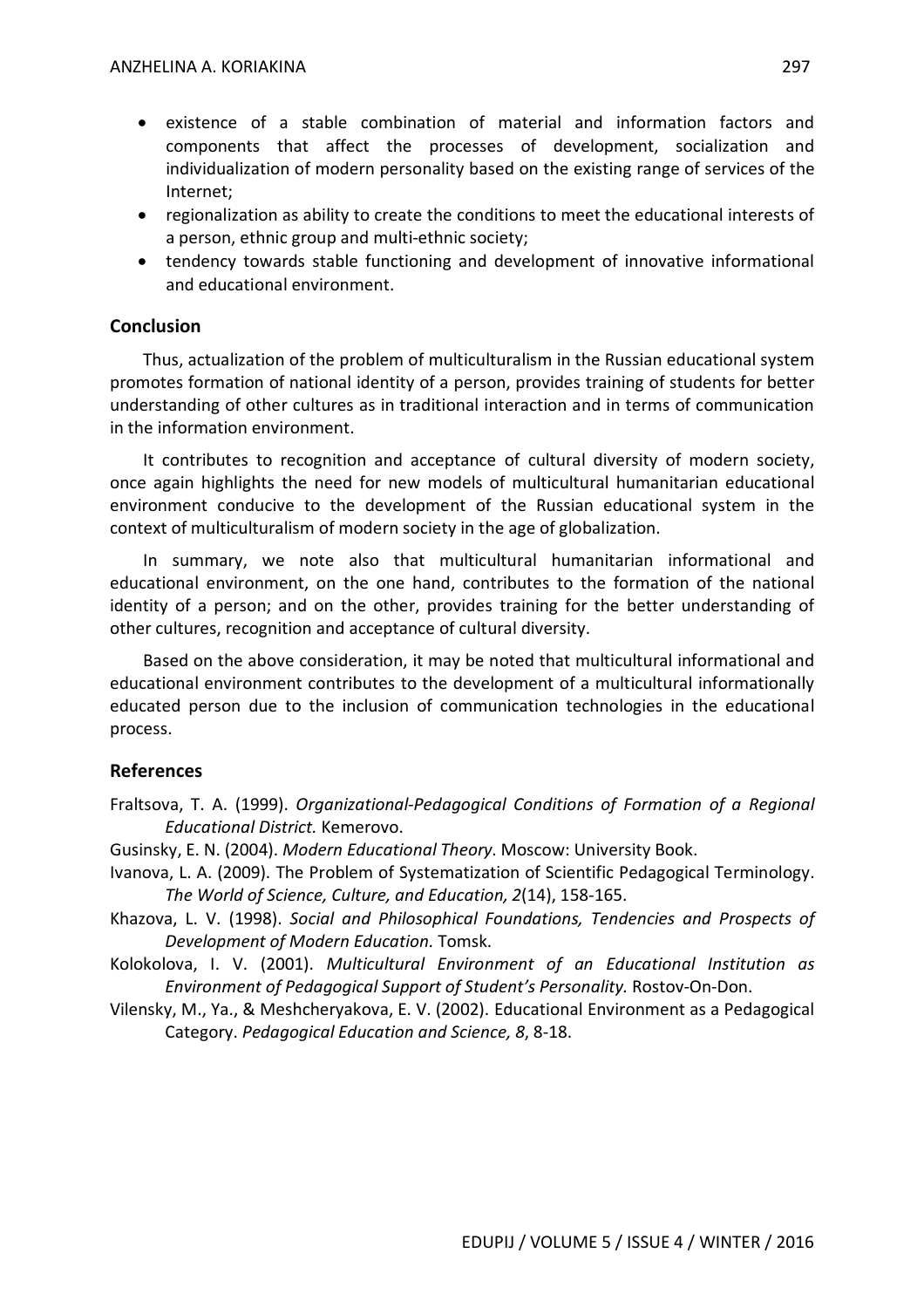- existence of a stable combination of material and information factors and components that affect the processes of development, socialization and individualization of modern personality based on the existing range of services of the Internet;
- regionalization as ability to create the conditions to meet the educational interests of a person, ethnic group and multi-ethnic society;
- tendency towards stable functioning and development of innovative informational and educational environment.

## Conclusion

Thus, actualization of the problem of multiculturalism in the Russian educational system promotes formation of national identity of a person, provides training of students for better understanding of other cultures as in traditional interaction and in terms of communication in the information environment.

It contributes to recognition and acceptance of cultural diversity of modern society, once again highlights the need for new models of multicultural humanitarian educational environment conducive to the development of the Russian educational system in the context of multiculturalism of modern society in the age of globalization.

In summary, we note also that multicultural humanitarian informational and educational environment, on the one hand, contributes to the formation of the national identity of a person; and on the other, provides training for the better understanding of other cultures, recognition and acceptance of cultural diversity.

Based on the above consideration, it may be noted that multicultural informational and educational environment contributes to the development of a multicultural informationally educated person due to the inclusion of communication technologies in the educational process.

## References

Fraltsova, T. A. (1999). *Organizational-Pedagogical Conditions of Formation of a Regional Educational District.* Kemerovo.

Gusinsky, E. N. (2004). *Modern Educational Theory*. Moscow: University Book.

Ivanova, L. A. (2009). The Problem of Systematization of Scientific Pedagogical Terminology. *The World of Science, Culture, and Education, 2*(14), 158-165.

Khazova, L. V. (1998). *Social and Philosophical Foundations, Tendencies and Prospects of Development of Modern Education.* Tomsk.

Kolokolova, I. V. (2001). *Multicultural Environment of an Educational Institution as Environment of Pedagogical Support of Student's Personality.* Rostov-On-Don.

Vilensky, M., Ya., & Meshcheryakova, E. V. (2002). Educational Environment as a Pedagogical Category. *Pedagogical Education and Science, 8*, 8-18.